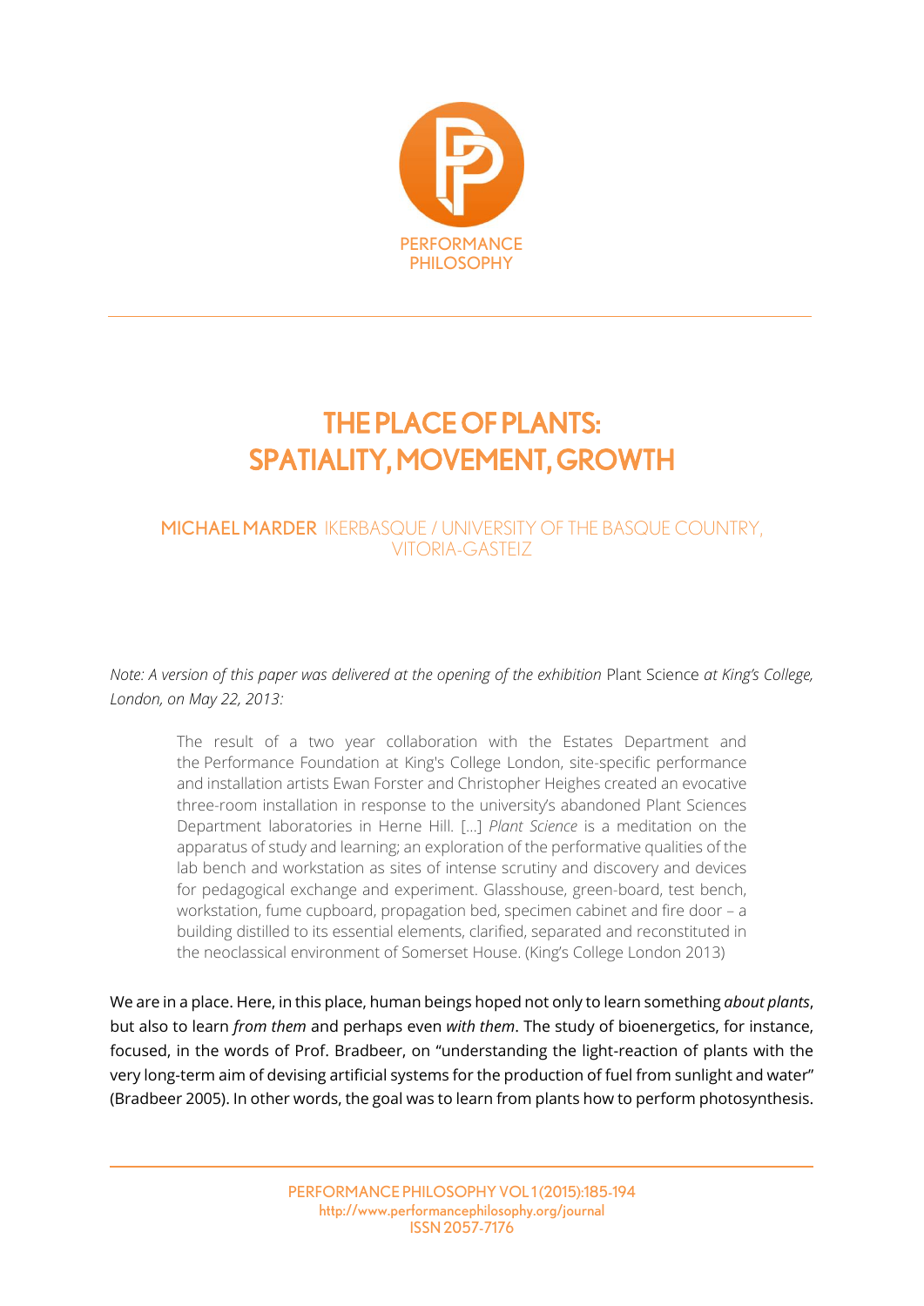# THE PLACE OF PLANTS: SPATIALITY, MOVEMENT, GROWTH

MICHAEL MARDER IKERBASQUE / UNIVERSITY OF THE BASQUE COUNTRY, VITORIA-GASTEIZ

*Note: A version of this paper was delivered at the opening of the exhibition* Plant Science *at King's College, London, on May 22, 2013:*

> The result of a two year collaboration with the Estates Department and the Performance Foundation at King's College London, site-specific performance and installation artists Ewan Forster and Christopher Heighes created an evocative three-room installation in response to the university's abandoned Plant Sciences Department laboratories in Herne Hill. [...] *Plant Science* is a meditation on the apparatus of study and learning; an exploration of the performative qualities of the lab bench and workstation as sites of intense scrutiny and discovery and devices for pedagogical exchange and experiment. Glasshouse, green-board, test bench, workstation, fume cupboard, propagation bed, specimen cabinet and fire door – a building distilled to its essential elements, clarified, separated and reconstituted in the neoclassical environment of Somerset House. (King's College London 2013)

We are in a place. Here, in this place, human beings hoped not only to learn something *about plants*, but also to learn *from them* and perhaps even *with them*. The study of bioenergetics, for instance, focused, in the words of Prof. Bradbeer, on "understanding the light-reaction of plants with the very long-term aim of devising artificial systems for the production of fuel from sunlight and water" (Bradbeer 2005). In other words, the goal was to learn from plants how to perform photosynthesis.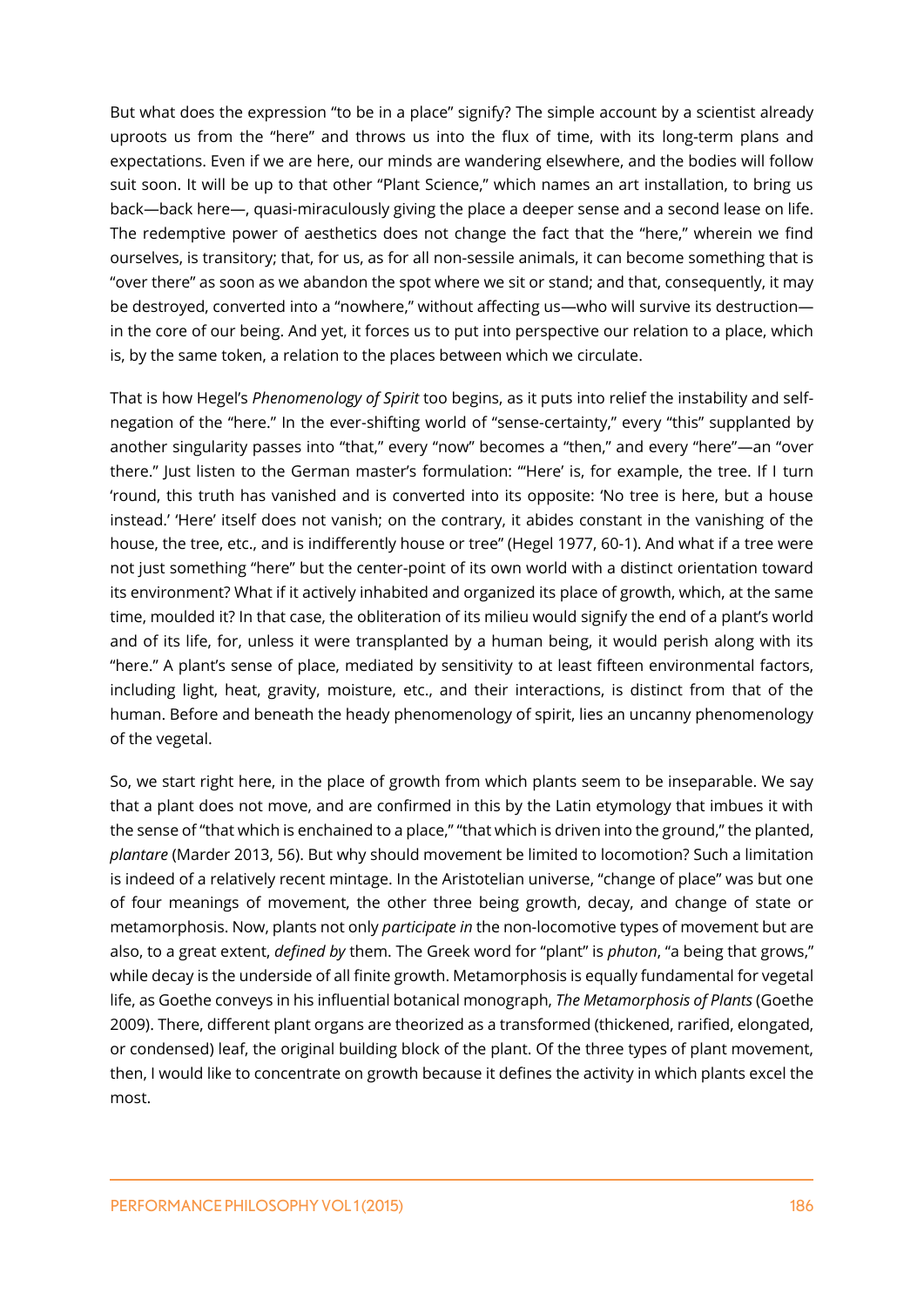But what does the expression "to be in a place" signify? The simple account by a scientist already uproots us from the "here" and throws us into the flux of time, with its long-term plans and expectations. Even if we are here, our minds are wandering elsewhere, and the bodies will follow suit soon. It will be up to that other "Plant Science," which names an art installation, to bring us back—back here—, quasi-miraculously giving the place a deeper sense and a second lease on life. The redemptive power of aesthetics does not change the fact that the "here," wherein we find ourselves, is transitory; that, for us, as for all non-sessile animals, it can become something that is "over there" as soon as we abandon the spot where we sit or stand; and that, consequently, it may be destroyed, converted into a "nowhere," without affecting us—who will survive its destruction—in the core of our being. And yet, it forces us to put into perspective our relation to a place, which is, by the same token, a relation to the places between which we circulate.

That is how Hegel's *Phenomenology of Spirit* too begins, as it puts into relief the instability and self-negation of the "here." In the ever-shifting world of "sense-certainty," every "this" supplanted by another singularity passes into "that," every "now" becomes a "then," and every "here"—an "over there." Just listen to the German master's formulation: "'Here' is, for example, the tree. If I turn 'round, this truth has vanished and is converted into its opposite: 'No tree is here, but a house instead.' 'Here' itself does not vanish; on the contrary, it abides constant in the vanishing of the house, the tree, etc., and is indifferently house or tree" (Hegel 1977, 60-1). And what if a tree were not just something "here" but the center-point of its own world with a distinct orientation toward its environment? What if it actively inhabited and organized its place of growth, which, at the same time, moulded it? In that case, the obliteration of its milieu would signify the end of a plant's world and of its life, for, unless it were transplanted by a human being, it would perish along with its "here." A plant's sense of place, mediated by sensitivity to at least fifteen environmental factors, including light, heat, gravity, moisture, etc., and their interactions, is distinct from that of the human. Before and beneath the heady phenomenology of spirit, lies an uncanny phenomenology of the vegetal.

So, we start right here, in the place of growth from which plants seem to be inseparable. We say that a plant does not move, and are confirmed in this by the Latin etymology that imbues it with the sense of "that which is enchained to a place," "that which is driven into the ground," the planted, *plantare* (Marder 2013, 56). But why should movement be limited to locomotion? Such a limitation is indeed of a relatively recent mintage. In the Aristotelian universe, "change of place" was but one of four meanings of movement, the other three being growth, decay, and change of state or metamorphosis. Now, plants not only *participate in* the non-locomotive types of movement but are also, to a great extent, *defined by* them. The Greek word for "plant" is *phuton*, "a being that grows," while decay is the underside of all finite growth. Metamorphosis is equally fundamental for vegetal life, as Goethe conveys in his influential botanical monograph, *The Metamorphosis of Plants* (Goethe 2009). There, different plant organs are theorized as a transformed (thickened, rarified, elongated, or condensed) leaf, the original building block of the plant. Of the three types of plant movement, then, I would like to concentrate on growth because it defines the activity in which plants excel the most.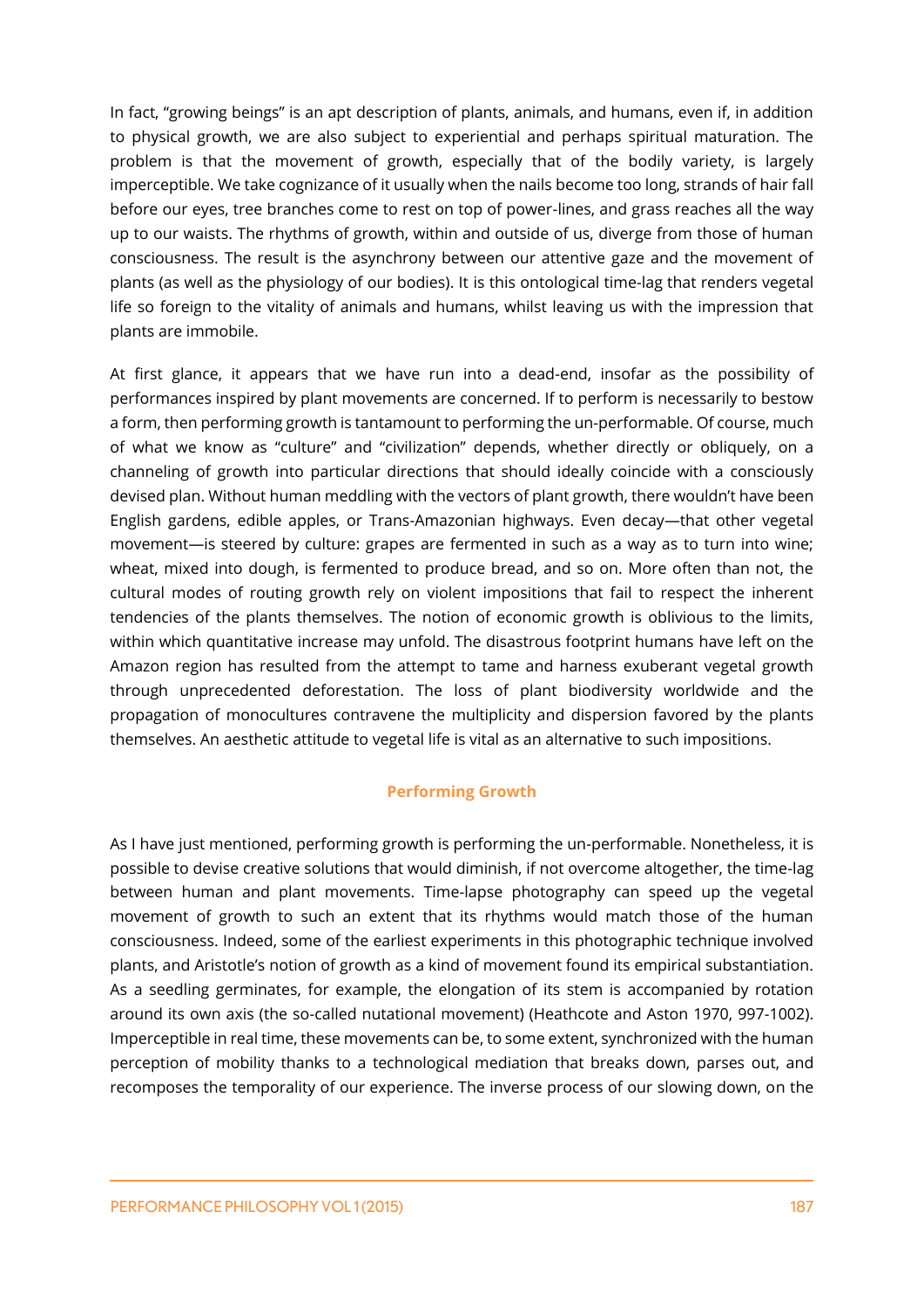In fact, "growing beings" is an apt description of plants, animals, and humans, even if, in addition to physical growth, we are also subject to experiential and perhaps spiritual maturation. The problem is that the movement of growth, especially that of the bodily variety, is largely imperceptible. We take cognizance of it usually when the nails become too long, strands of hair fall before our eyes, tree branches come to rest on top of power-lines, and grass reaches all the way up to our waists. The rhythms of growth, within and outside of us, diverge from those of human consciousness. The result is the asynchrony between our attentive gaze and the movement of plants (as well as the physiology of our bodies). It is this ontological time-lag that renders vegetal life so foreign to the vitality of animals and humans, whilst leaving us with the impression that plants are immobile.

At first glance, it appears that we have run into a dead-end, insofar as the possibility of performances inspired by plant movements are concerned. If to perform is necessarily to bestow a form, then performing growth is tantamount to performing the un-performable. Of course, much of what we know as "culture" and "civilization" depends, whether directly or obliquely, on a channeling of growth into particular directions that should ideally coincide with a consciously devised plan. Without human meddling with the vectors of plant growth, there wouldn't have been English gardens, edible apples, or Trans-Amazonian highways. Even decay—that other vegetal movement—is steered by culture: grapes are fermented in such as a way as to turn into wine; wheat, mixed into dough, is fermented to produce bread, and so on. More often than not, the cultural modes of routing growth rely on violent impositions that fail to respect the inherent tendencies of the plants themselves. The notion of economic growth is oblivious to the limits, within which quantitative increase may unfold. The disastrous footprint humans have left on the Amazon region has resulted from the attempt to tame and harness exuberant vegetal growth through unprecedented deforestation. The loss of plant biodiversity worldwide and the propagation of monocultures contravene the multiplicity and dispersion favored by the plants themselves. An aesthetic attitude to vegetal life is vital as an alternative to such impositions.

## Performing Growth

As I have just mentioned, performing growth is performing the un-performable. Nonetheless, it is possible to devise creative solutions that would diminish, if not overcome altogether, the time-lag between human and plant movements. Time-lapse photography can speed up the vegetal movement of growth to such an extent that its rhythms would match those of the human consciousness. Indeed, some of the earliest experiments in this photographic technique involved plants, and Aristotle's notion of growth as a kind of movement found its empirical substantiation. As a seedling germinates, for example, the elongation of its stem is accompanied by rotation around its own axis (the so-called nutational movement) (Heathcote and Aston 1970, 997-1002). Imperceptible in real time, these movements can be, to some extent, synchronized with the human perception of mobility thanks to a technological mediation that breaks down, parses out, and recomposes the temporality of our experience. The inverse process of our slowing down, on the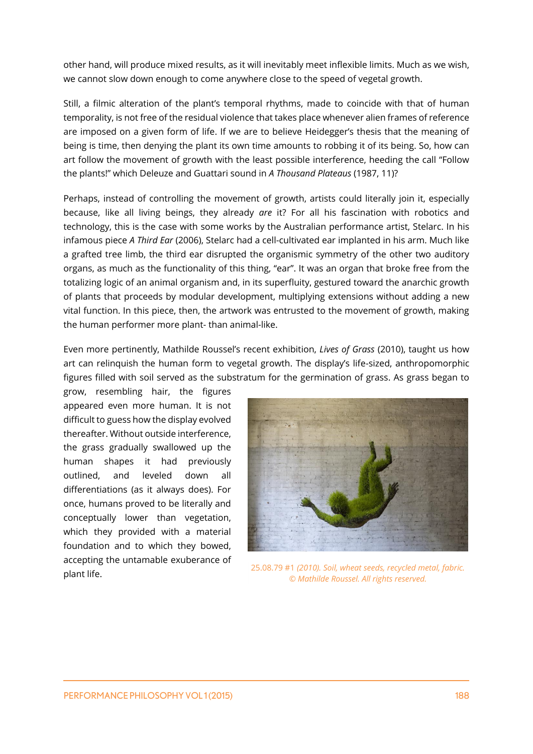other hand, will produce mixed results, as it will inevitably meet inflexible limits. Much as we wish, we cannot slow down enough to come anywhere close to the speed of vegetal growth.

Still, a filmic alteration of the plant's temporal rhythms, made to coincide with that of human temporality, is not free of the residual violence that takes place whenever alien frames of reference are imposed on a given form of life. If we are to believe Heidegger's thesis that the meaning of being is time, then denying the plant its own time amounts to robbing it of its being. So, how can art follow the movement of growth with the least possible interference, heeding the call "Follow the plants!" which Deleuze and Guattari sound in *A Thousand Plateaus* (1987, 11)?

Perhaps, instead of controlling the movement of growth, artists could literally join it, especially because, like all living beings, they already *are* it? For all his fascination with robotics and technology, this is the case with some works by the Australian performance artist, Stelarc. In his infamous piece *A Third Ear* (2006), Stelarc had a cell-cultivated ear implanted in his arm. Much like a grafted tree limb, the third ear disrupted the organismic symmetry of the other two auditory organs, as much as the functionality of this thing, "ear". It was an organ that broke free from the totalizing logic of an animal organism and, in its superfluity, gestured toward the anarchic growth of plants that proceeds by modular development, multiplying extensions without adding a new vital function. In this piece, then, the artwork was entrusted to the movement of growth, making the human performer more plant- than animal-like.

Even more pertinently, Mathilde Roussel's recent exhibition, *Lives of Grass* (2010), taught us how art can relinquish the human form to vegetal growth. The display's life-sized, anthropomorphic figures filled with soil served as the substratum for the germination of grass. As grass began to grow, resembling hair, the figures appeared even more human. It is not difficult to guess how the display evolved thereafter. Without outside interference, the grass gradually swallowed up the human shapes it had previously outlined, and leveled down all differentiations (as it always does). For once, humans proved to be literally and conceptually lower than vegetation, which they provided with a material foundation and to which they bowed, accepting the untamable exuberance of plant life.

25.08.79 #1 *(2010). Soil, wheat seeds, recycled metal, fabric. © Mathilde Roussel. All rights reserved.*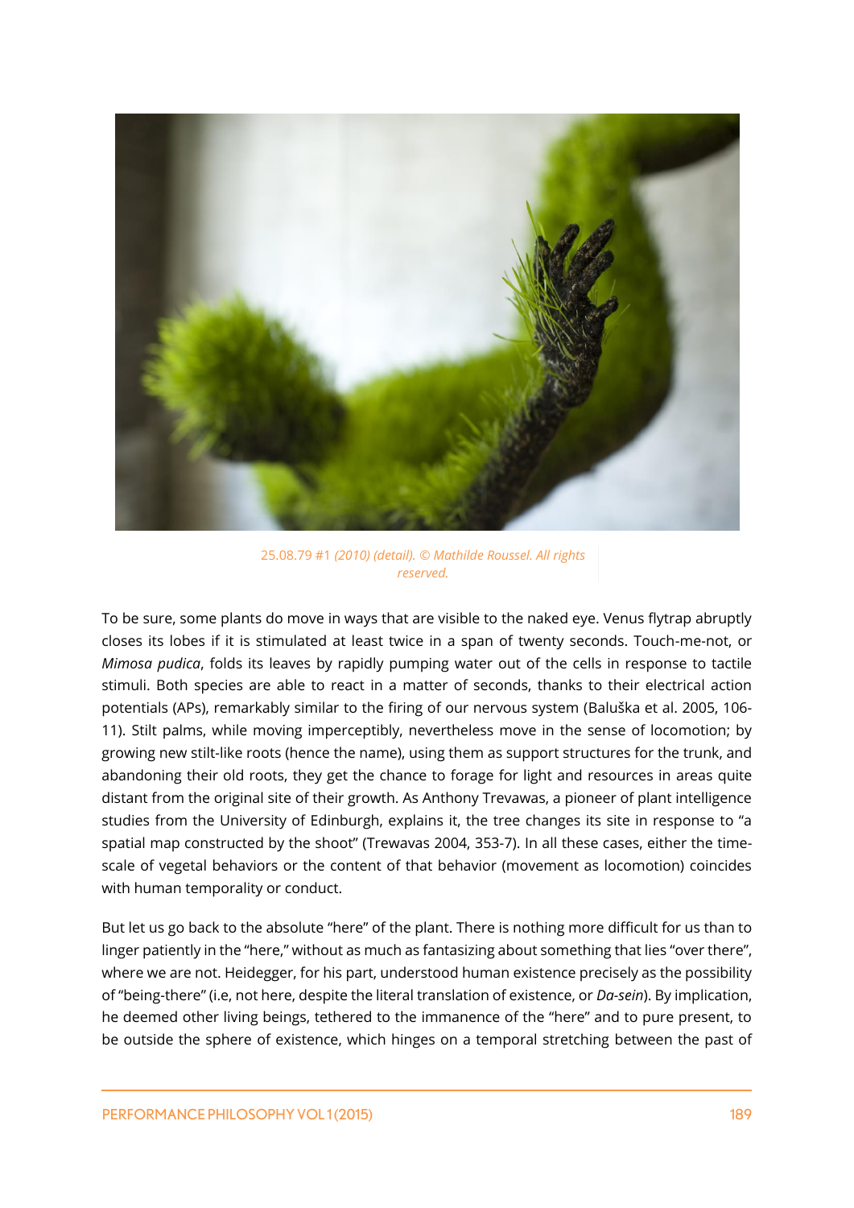25.08.79 #1 *(2010) (detail). © Mathilde Roussel. All rights reserved.*

To be sure, some plants do move in ways that are visible to the naked eye. Venus flytrap abruptly closes its lobes if it is stimulated at least twice in a span of twenty seconds. Touch-me-not, or *Mimosa pudica*, folds its leaves by rapidly pumping water out of the cells in response to tactile stimuli. Both species are able to react in a matter of seconds, thanks to their electrical action potentials (APs), remarkably similar to the firing of our nervous system (Baluška et al. 2005, 106-11). Stilt palms, while moving imperceptibly, nevertheless move in the sense of locomotion; by growing new stilt-like roots (hence the name), using them as support structures for the trunk, and abandoning their old roots, they get the chance to forage for light and resources in areas quite distant from the original site of their growth. As Anthony Trevawas, a pioneer of plant intelligence studies from the University of Edinburgh, explains it, the tree changes its site in response to "a spatial map constructed by the shoot" (Trewavas 2004, 353-7). In all these cases, either the time-scale of vegetal behaviors or the content of that behavior (movement as locomotion) coincides with human temporality or conduct.

But let us go back to the absolute "here" of the plant. There is nothing more difficult for us than to linger patiently in the "here," without as much as fantasizing about something that lies "over there", where we are not. Heidegger, for his part, understood human existence precisely as the possibility of "being-there" (i.e, not here, despite the literal translation of existence, or *Da-sein*). By implication, he deemed other living beings, tethered to the immanence of the "here" and to pure present, to be outside the sphere of existence, which hinges on a temporal stretching between the past of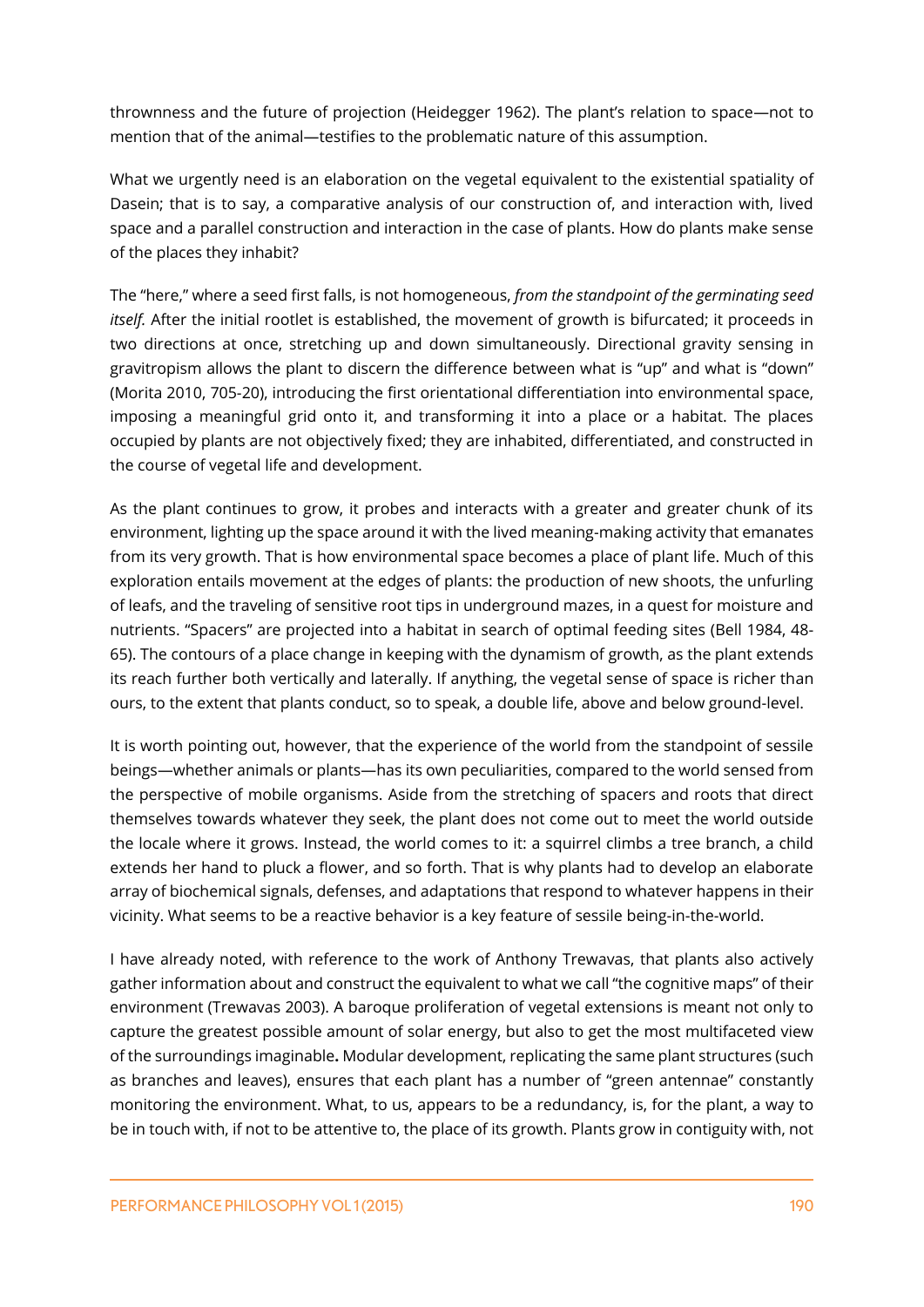thrownness and the future of projection (Heidegger 1962). The plant's relation to space—not to mention that of the animal—testifies to the problematic nature of this assumption.

What we urgently need is an elaboration on the vegetal equivalent to the existential spatiality of Dasein; that is to say, a comparative analysis of our construction of, and interaction with, lived space and a parallel construction and interaction in the case of plants. How do plants make sense of the places they inhabit?

The "here," where a seed first falls, is not homogeneous, *from the standpoint of the germinating seed itself.* After the initial rootlet is established, the movement of growth is bifurcated; it proceeds in two directions at once, stretching up and down simultaneously. Directional gravity sensing in gravitropism allows the plant to discern the difference between what is "up" and what is "down" (Morita 2010, 705-20), introducing the first orientational differentiation into environmental space, imposing a meaningful grid onto it, and transforming it into a place or a habitat. The places occupied by plants are not objectively fixed; they are inhabited, differentiated, and constructed in the course of vegetal life and development.

As the plant continues to grow, it probes and interacts with a greater and greater chunk of its environment, lighting up the space around it with the lived meaning-making activity that emanates from its very growth. That is how environmental space becomes a place of plant life. Much of this exploration entails movement at the edges of plants: the production of new shoots, the unfurling of leafs, and the traveling of sensitive root tips in underground mazes, in a quest for moisture and nutrients. "Spacers" are projected into a habitat in search of optimal feeding sites (Bell 1984, 48-65). The contours of a place change in keeping with the dynamism of growth, as the plant extends its reach further both vertically and laterally. If anything, the vegetal sense of space is richer than ours, to the extent that plants conduct, so to speak, a double life, above and below ground-level.

It is worth pointing out, however, that the experience of the world from the standpoint of sessile beings—whether animals or plants—has its own peculiarities, compared to the world sensed from the perspective of mobile organisms. Aside from the stretching of spacers and roots that direct themselves towards whatever they seek, the plant does not come out to meet the world outside the locale where it grows. Instead, the world comes to it: a squirrel climbs a tree branch, a child extends her hand to pluck a flower, and so forth. That is why plants had to develop an elaborate array of biochemical signals, defenses, and adaptations that respond to whatever happens in their vicinity. What seems to be a reactive behavior is a key feature of sessile being-in-the-world.

I have already noted, with reference to the work of Anthony Trewavas, that plants also actively gather information about and construct the equivalent to what we call "the cognitive maps" of their environment (Trewavas 2003). A baroque proliferation of vegetal extensions is meant not only to capture the greatest possible amount of solar energy, but also to get the most multifaceted view of the surroundings imaginable**.** Modular development, replicating the same plant structures (such as branches and leaves), ensures that each plant has a number of "green antennae" constantly monitoring the environment. What, to us, appears to be a redundancy, is, for the plant, a way to be in touch with, if not to be attentive to, the place of its growth. Plants grow in contiguity with, not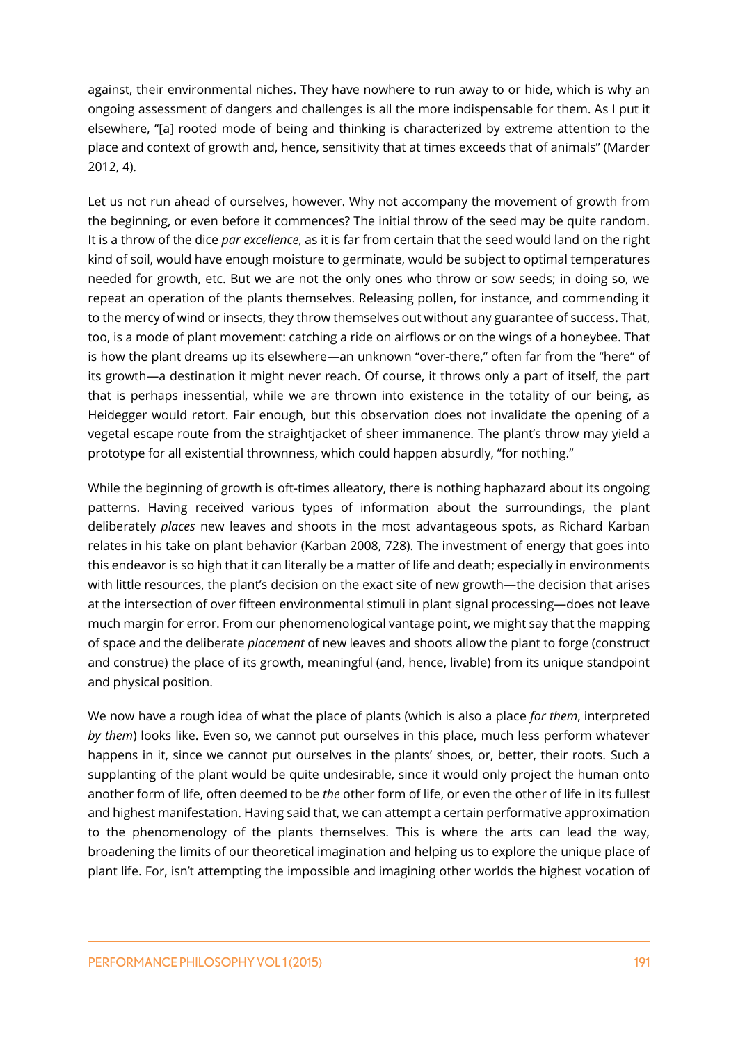against, their environmental niches. They have nowhere to run away to or hide, which is why an ongoing assessment of dangers and challenges is all the more indispensable for them. As I put it elsewhere, "[a] rooted mode of being and thinking is characterized by extreme attention to the place and context of growth and, hence, sensitivity that at times exceeds that of animals" (Marder 2012, 4).

Let us not run ahead of ourselves, however. Why not accompany the movement of growth from the beginning, or even before it commences? The initial throw of the seed may be quite random. It is a throw of the dice *par excellence*, as it is far from certain that the seed would land on the right kind of soil, would have enough moisture to germinate, would be subject to optimal temperatures needed for growth, etc. But we are not the only ones who throw or sow seeds; in doing so, we repeat an operation of the plants themselves. Releasing pollen, for instance, and commending it to the mercy of wind or insects, they throw themselves out without any guarantee of success**.** That, too, is a mode of plant movement: catching a ride on airflows or on the wings of a honeybee. That is how the plant dreams up its elsewhere—an unknown "over-there," often far from the "here" of its growth—a destination it might never reach. Of course, it throws only a part of itself, the part that is perhaps inessential, while we are thrown into existence in the totality of our being, as Heidegger would retort. Fair enough, but this observation does not invalidate the opening of a vegetal escape route from the straightjacket of sheer immanence. The plant's throw may yield a prototype for all existential thrownness, which could happen absurdly, "for nothing."

While the beginning of growth is oft-times alleatory, there is nothing haphazard about its ongoing patterns. Having received various types of information about the surroundings, the plant deliberately *places* new leaves and shoots in the most advantageous spots, as Richard Karban relates in his take on plant behavior (Karban 2008, 728). The investment of energy that goes into this endeavor is so high that it can literally be a matter of life and death; especially in environments with little resources, the plant's decision on the exact site of new growth—the decision that arises at the intersection of over fifteen environmental stimuli in plant signal processing—does not leave much margin for error. From our phenomenological vantage point, we might say that the mapping of space and the deliberate *placement* of new leaves and shoots allow the plant to forge (construct and construe) the place of its growth, meaningful (and, hence, livable) from its unique standpoint and physical position.

We now have a rough idea of what the place of plants (which is also a place *for them*, interpreted *by them*) looks like. Even so, we cannot put ourselves in this place, much less perform whatever happens in it, since we cannot put ourselves in the plants' shoes, or, better, their roots. Such a supplanting of the plant would be quite undesirable, since it would only project the human onto another form of life, often deemed to be *the* other form of life, or even the other of life in its fullest and highest manifestation. Having said that, we can attempt a certain performative approximation to the phenomenology of the plants themselves. This is where the arts can lead the way, broadening the limits of our theoretical imagination and helping us to explore the unique place of plant life. For, isn't attempting the impossible and imagining other worlds the highest vocation of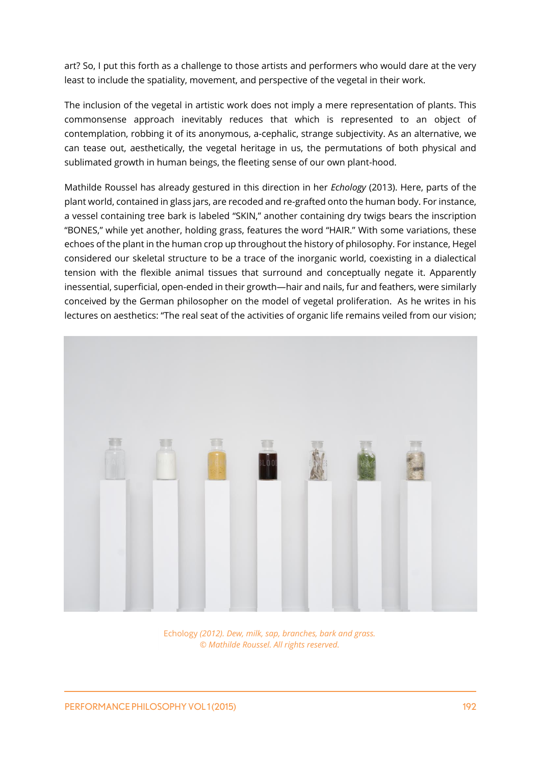art? So, I put this forth as a challenge to those artists and performers who would dare at the very least to include the spatiality, movement, and perspective of the vegetal in their work.

The inclusion of the vegetal in artistic work does not imply a mere representation of plants. This commonsense approach inevitably reduces that which is represented to an object of contemplation, robbing it of its anonymous, a-cephalic, strange subjectivity. As an alternative, we can tease out, aesthetically, the vegetal heritage in us, the permutations of both physical and sublimated growth in human beings, the fleeting sense of our own plant-hood.

Mathilde Roussel has already gestured in this direction in her *Echology* (2013). Here, parts of the plant world, contained in glass jars, are recoded and re-grafted onto the human body. For instance, a vessel containing tree bark is labeled "SKIN," another containing dry twigs bears the inscription "BONES," while yet another, holding grass, features the word "HAIR." With some variations, these echoes of the plant in the human crop up throughout the history of philosophy. For instance, Hegel considered our skeletal structure to be a trace of the inorganic world, coexisting in a dialectical tension with the flexible animal tissues that surround and conceptually negate it. Apparently inessential, superficial, open-ended in their growth—hair and nails, fur and feathers, were similarly conceived by the German philosopher on the model of vegetal proliferation. As he writes in his lectures on aesthetics: "The real seat of the activities of organic life remains veiled from our vision;

Echology *(2012). Dew, milk, sap, branches, bark and grass. © Mathilde Roussel. All rights reserved.*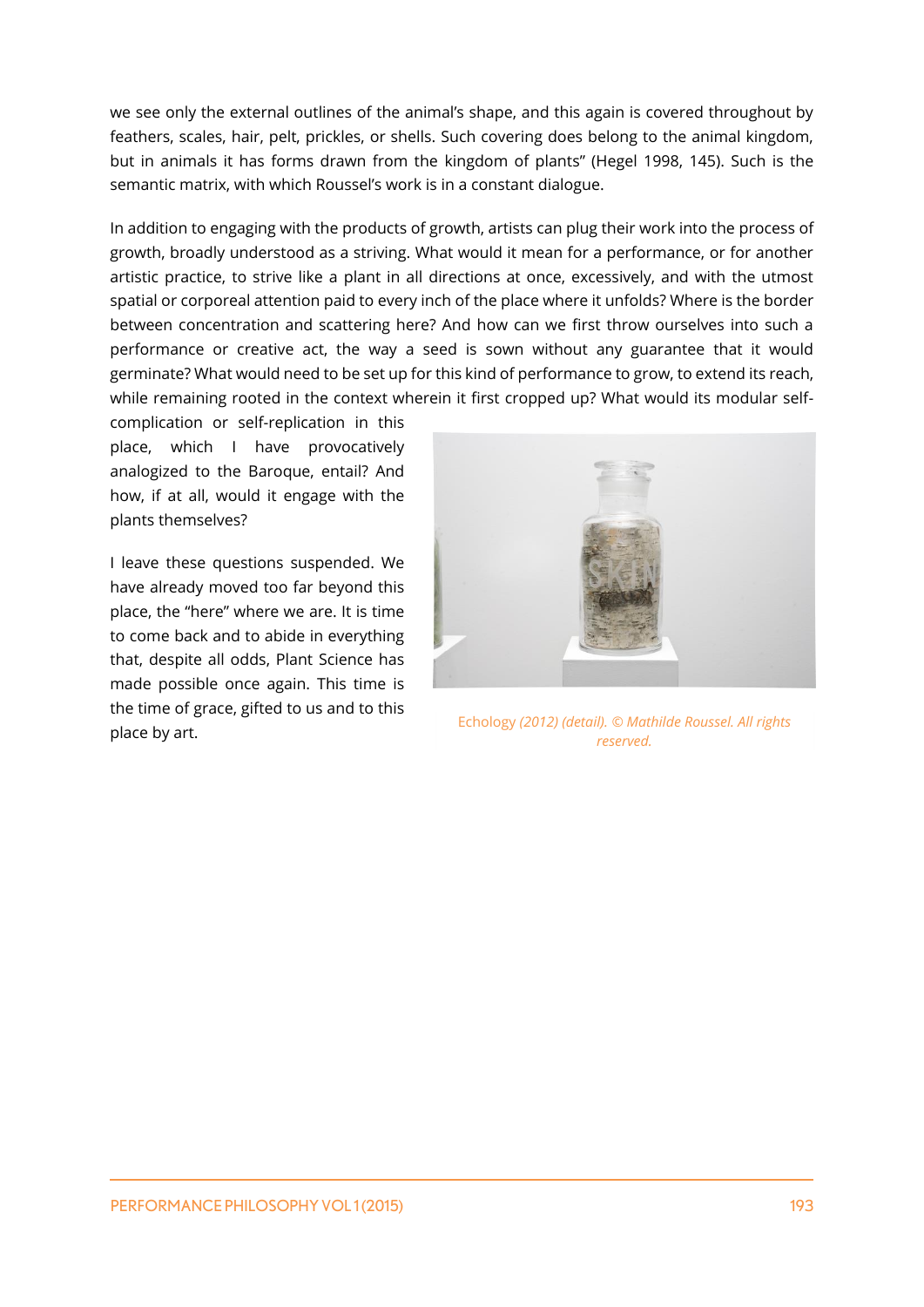we see only the external outlines of the animal's shape, and this again is covered throughout by feathers, scales, hair, pelt, prickles, or shells. Such covering does belong to the animal kingdom, but in animals it has forms drawn from the kingdom of plants" (Hegel 1998, 145). Such is the semantic matrix, with which Roussel's work is in a constant dialogue.

In addition to engaging with the products of growth, artists can plug their work into the process of growth, broadly understood as a striving. What would it mean for a performance, or for another artistic practice, to strive like a plant in all directions at once, excessively, and with the utmost spatial or corporeal attention paid to every inch of the place where it unfolds? Where is the border between concentration and scattering here? And how can we first throw ourselves into such a performance or creative act, the way a seed is sown without any guarantee that it would germinate? What would need to be set up for this kind of performance to grow, to extend its reach, while remaining rooted in the context wherein it first cropped up? What would its modular self-complication or self-replication in this place, which I have provocatively analogized to the Baroque, entail? And how, if at all, would it engage with the plants themselves?

I leave these questions suspended. We have already moved too far beyond this place, the "here" where we are. It is time to come back and to abide in everything that, despite all odds, Plant Science has made possible once again. This time is the time of grace, gifted to us and to this place by art.

Echology *(2012) (detail). © Mathilde Roussel. All rights reserved.*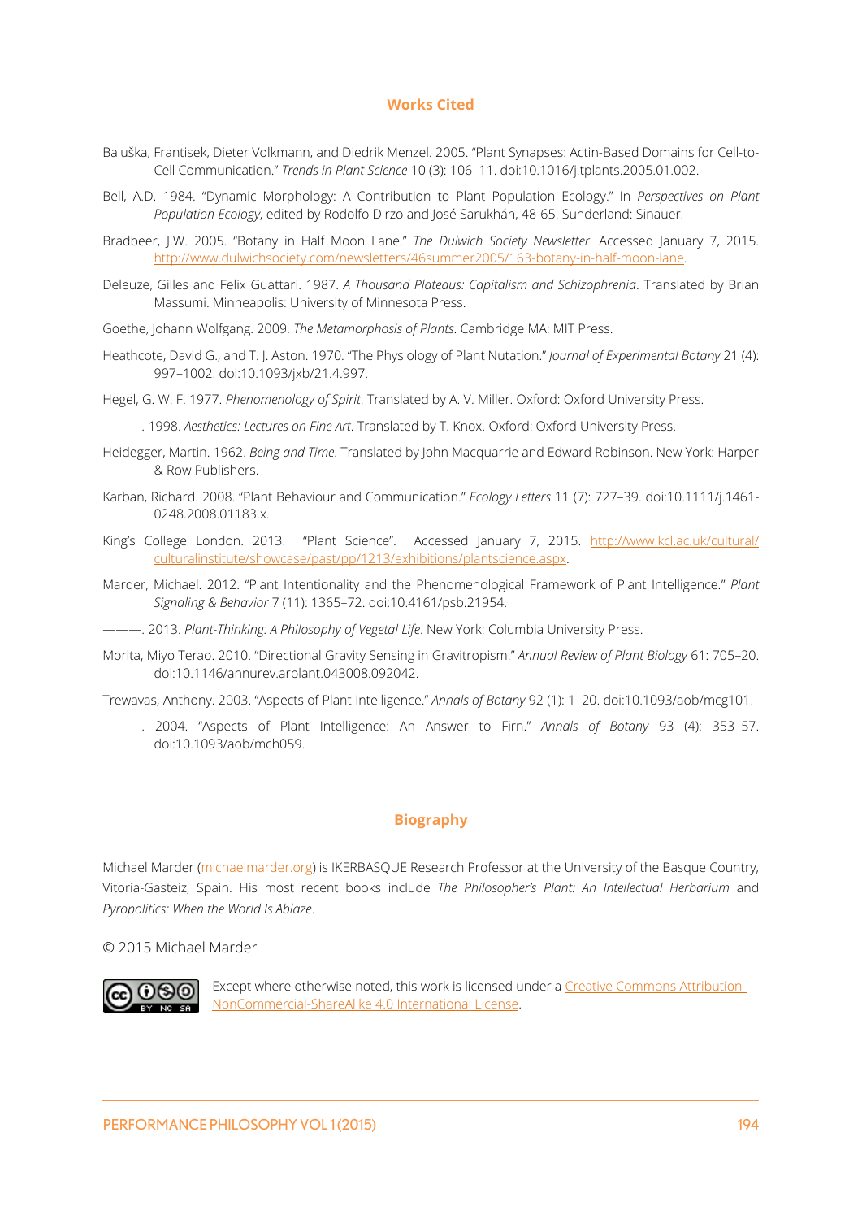## Works Cited

Baluška, Frantisek, Dieter Volkmann, and Diedrik Menzel. 2005. "Plant Synapses: Actin-Based Domains for Cell-to-Cell Communication." *Trends in Plant Science* 10 (3): 106–11. doi:10.1016/j.tplants.2005.01.002.

Bell, A.D. 1984. "Dynamic Morphology: A Contribution to Plant Population Ecology." In *Perspectives on Plant Population Ecology*, edited by Rodolfo Dirzo and José Sarukhán, 48-65. Sunderland: Sinauer.

Bradbeer, J.W. 2005. "Botany in Half Moon Lane." *The Dulwich Society Newsletter*. Accessed January 7, 2015. [http://www.dulwichsociety.com/newsletters/46summer2005/163-botany-in-half-moon-lane](http://www.dulwichsociety.com/newsletters/46summer2005/163-botany-in-half-moon-lane).

Deleuze, Gilles and Felix Guattari. 1987. *A Thousand Plateaus: Capitalism and Schizophrenia*. Translated by Brian Massumi. Minneapolis: University of Minnesota Press.

Goethe, Johann Wolfgang. 2009. *The Metamorphosis of Plants*. Cambridge MA: MIT Press.

Heathcote, David G., and T. J. Aston. 1970. "The Physiology of Plant Nutation." *Journal of Experimental Botany* 21 (4): 997–1002. doi:10.1093/jxb/21.4.997.

Hegel, G. W. F. 1977. *Phenomenology of Spirit*. Translated by A. V. Miller. Oxford: Oxford University Press.

———. 1998. *Aesthetics: Lectures on Fine Art*. Translated by T. Knox. Oxford: Oxford University Press.

Heidegger, Martin. 1962. *Being and Time*. Translated by John Macquarrie and Edward Robinson. New York: Harper & Row Publishers.

Karban, Richard. 2008. "Plant Behaviour and Communication." *Ecology Letters* 11 (7): 727–39. doi:10.1111/j.1461-0248.2008.01183.x.

King's College London. 2013. "Plant Science". Accessed January 7, 2015. [http://www.kcl.ac.uk/cultural/culturalinstitute/showcase/past/pp/1213/exhibitions/plantscience.aspx](http://www.kcl.ac.uk/cultural/culturalinstitute/showcase/past/pp/1213/exhibitions/plantscience.aspx).

Marder, Michael. 2012. "Plant Intentionality and the Phenomenological Framework of Plant Intelligence." *Plant Signaling & Behavior* 7 (11): 1365–72. doi:10.4161/psb.21954.

———. 2013. *Plant-Thinking: A Philosophy of Vegetal Life*. New York: Columbia University Press.

Morita, Miyo Terao. 2010. "Directional Gravity Sensing in Gravitropism." *Annual Review of Plant Biology* 61: 705–20. doi:10.1146/annurev.arplant.043008.092042.

Trewavas, Anthony. 2003. "Aspects of Plant Intelligence." *Annals of Botany* 92 (1): 1–20. doi:10.1093/aob/mcg101.

———. 2004. "Aspects of Plant Intelligence: An Answer to Firn." *Annals of Botany* 93 (4): 353–57. doi:10.1093/aob/mch059.

## Biography

Michael Marder ([michaelmarder.org](http://michaelmarder.org)) is IKERBASQUE Research Professor at the University of the Basque Country, Vitoria-Gasteiz, Spain. His most recent books include *The Philosopher's Plant: An Intellectual Herbarium* and *Pyropolitics: When the World Is Ablaze*.

© 2015 Michael Marder

Except where otherwise noted, this work is licensed under a [Creative Commons Attribution-NonCommercial-ShareAlike 4.0 International License](https://creativecommons.org/licenses/by-nc-sa/4.0/).